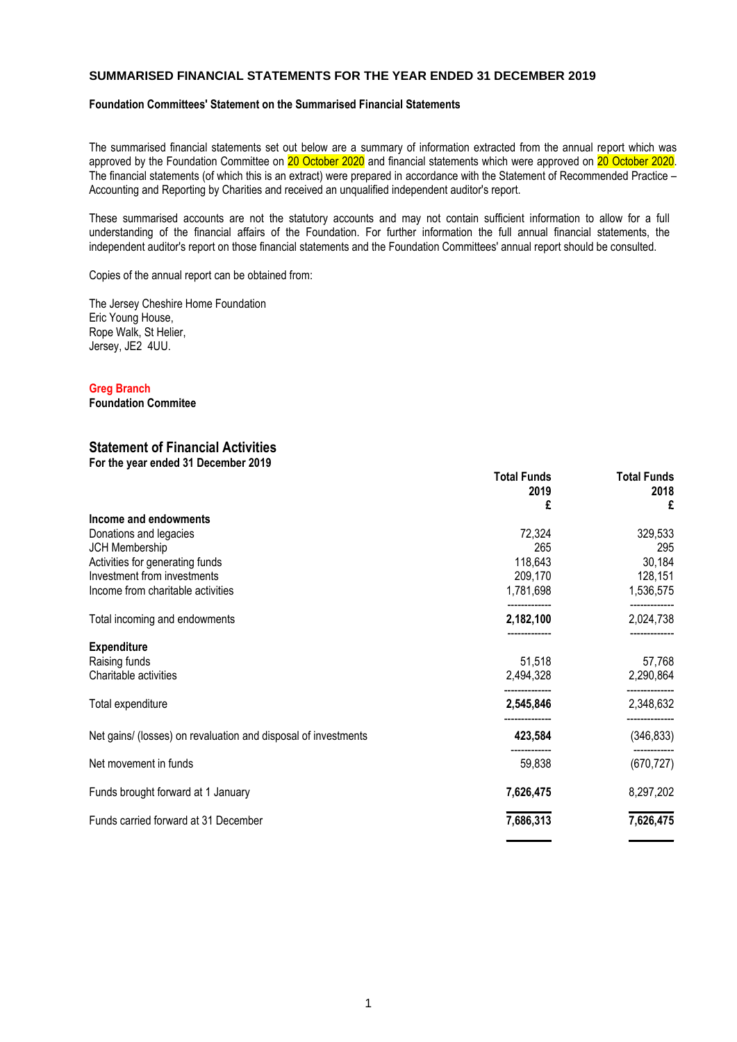# SUMMARISED FINANCIAL STATEMENTS FOR THE YEAR ENDED 31 DECEMBER 2019

### Foundation Committees' Statement on the Summarised Financial Statements

The summarised financial statements set out below are a summary of information extracted from the annual report which was approved by the Foundation Committee on 20 October 2020 and financial statements which were approved on 20 October 2020. The financial statements (of which this is an extract) were prepared in accordance with the Statement of Recommended Practice – Accounting and Reporting by Charities and received an unqualified independent auditor's report.

These summarised accounts are not the statutory accounts and may not contain sufficient information to allow for a full understanding of the financial affairs of the Foundation. For further information the full annual financial statements, the independent auditor's report on those financial statements and the Foundation Committees' annual report should be consulted.

Copies of the annual report can be obtained from:

The Jersey Cheshire Home Foundation
Eric Young House,
Rope Walk, St Helier,
Jersey, JE2 4UU.

**Greg Branch**
**Foundation Commitee**

## Statement of Financial Activities

**For the year ended 31 December 2019**

| | Total Funds 2019 £ | Total Funds 2018 £ |
|---|---|---|
| **Income and endowments** | | |
| Donations and legacies | 72,324 | 329,533 |
| JCH Membership | 265 | 295 |
| Activities for generating funds | 118,643 | 30,184 |
| Investment from investments | 209,170 | 128,151 |
| Income from charitable activities | 1,781,698 | 1,536,575 |
| Total incoming and endowments | **2,182,100** | 2,024,738 |
| **Expenditure** | | |
| Raising funds | 51,518 | 57,768 |
| Charitable activities | 2,494,328 | 2,290,864 |
| Total expenditure | **2,545,846** | 2,348,632 |
| Net gains/ (losses) on revaluation and disposal of investments | **423,584** | (346,833) |
| Net movement in funds | 59,838 | (670,727) |
| Funds brought forward at 1 January | **7,626,475** | 8,297,202 |
| Funds carried forward at 31 December | **7,686,313** | **7,626,475** |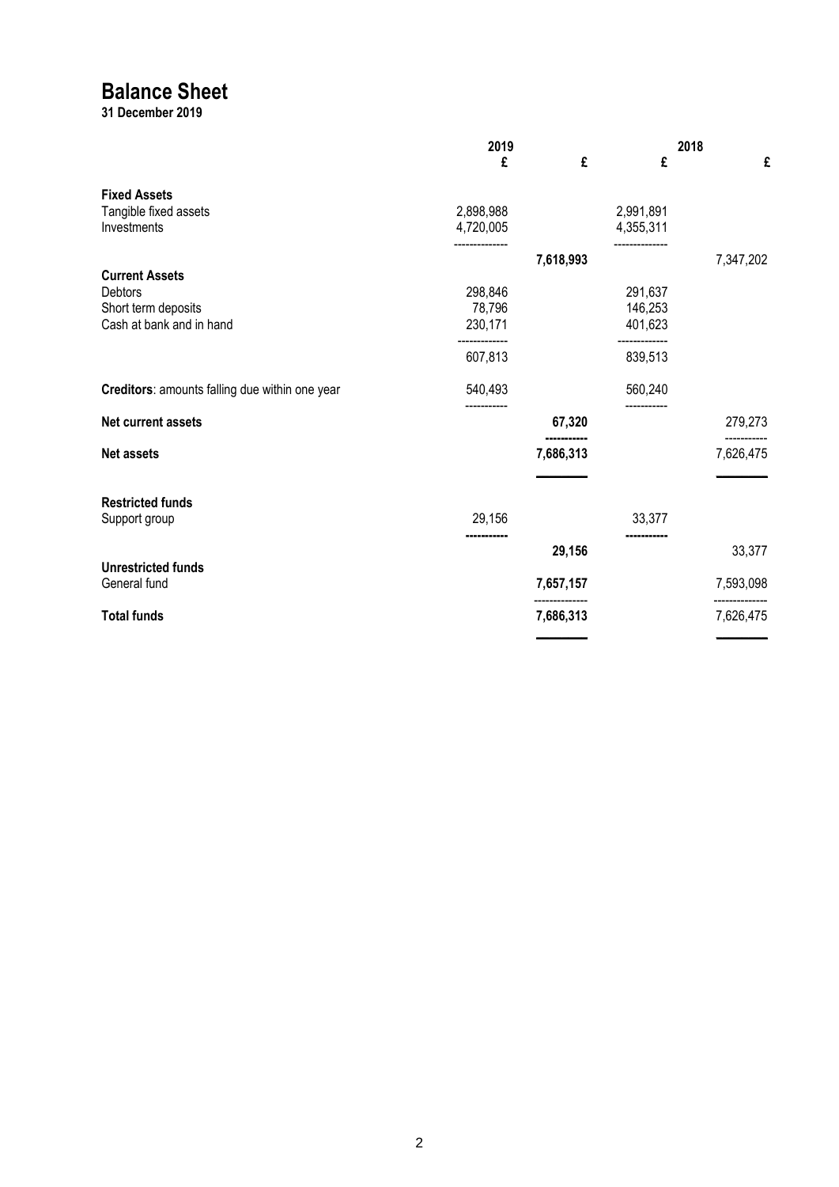# Balance Sheet

**31 December 2019**

| | 2019 £ | 2019 £ | 2018 £ | 2018 £ |
|---|---|---|---|---|
| **Fixed Assets** | | | | |
| Tangible fixed assets | 2,898,988 | | 2,991,891 | |
| Investments | 4,720,005 | | 4,355,311 | |
| | | **7,618,993** | | 7,347,202 |
| **Current Assets** | | | | |
| Debtors | 298,846 | | 291,637 | |
| Short term deposits | 78,796 | | 146,253 | |
| Cash at bank and in hand | 230,171 | | 401,623 | |
| | 607,813 | | 839,513 | |
| **Creditors**: amounts falling due within one year | 540,493 | | 560,240 | |
| **Net current assets** | | **67,320** | | 279,273 |
| **Net assets** | | **7,686,313** | | 7,626,475 |
| **Restricted funds** | | | | |
| Support group | 29,156 | | 33,377 | |
| | | **29,156** | | 33,377 |
| **Unrestricted funds** | | | | |
| General fund | | **7,657,157** | | 7,593,098 |
| **Total funds** | | **7,686,313** | | 7,626,475 |